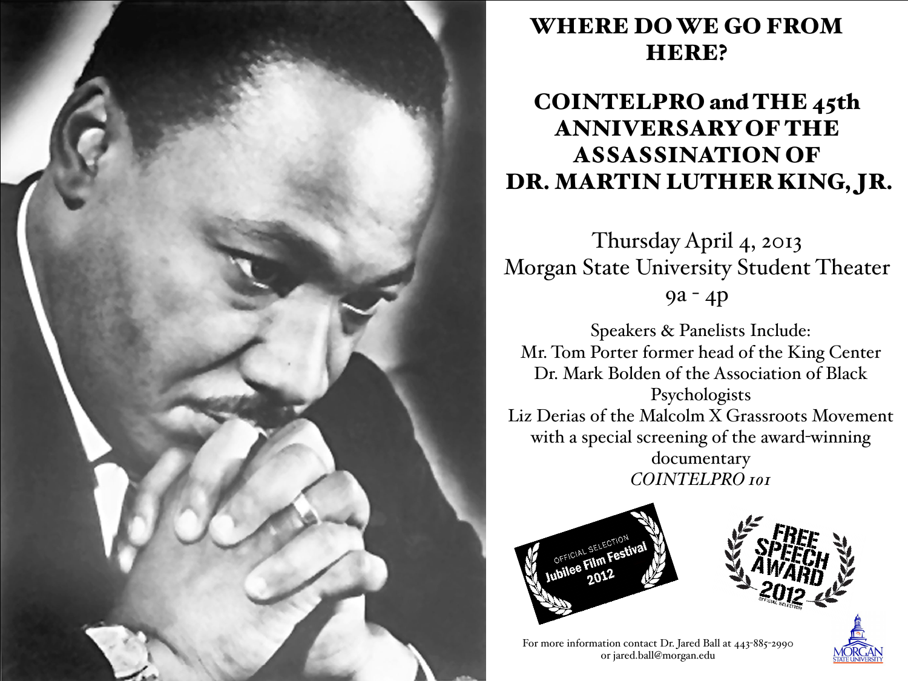# WHERE DO WE GO FROM HERE?

## COINTELPRO and THE 45th ANNIVERSARY OF THE ASSASSINATION OF DR. MARTIN LUTHER KING, JR.

Thursday April 4, 2013
Morgan State University Student Theater
9a - 4p

Speakers & Panelists Include:
Mr. Tom Porter former head of the King Center
Dr. Mark Bolden of the Association of Black Psychologists
Liz Derias of the Malcolm X Grassroots Movement
with a special screening of the award-winning documentary
*COINTELPRO 101*

OFFICIAL SELECTION Jubilee Film Festival 2012

FREE SPEECH AWARD 2012 OFFICIAL SELECTION

For more information contact Dr. Jared Ball at 443-885-2990 or jared.ball@morgan.edu

MORGAN STATE UNIVERSITY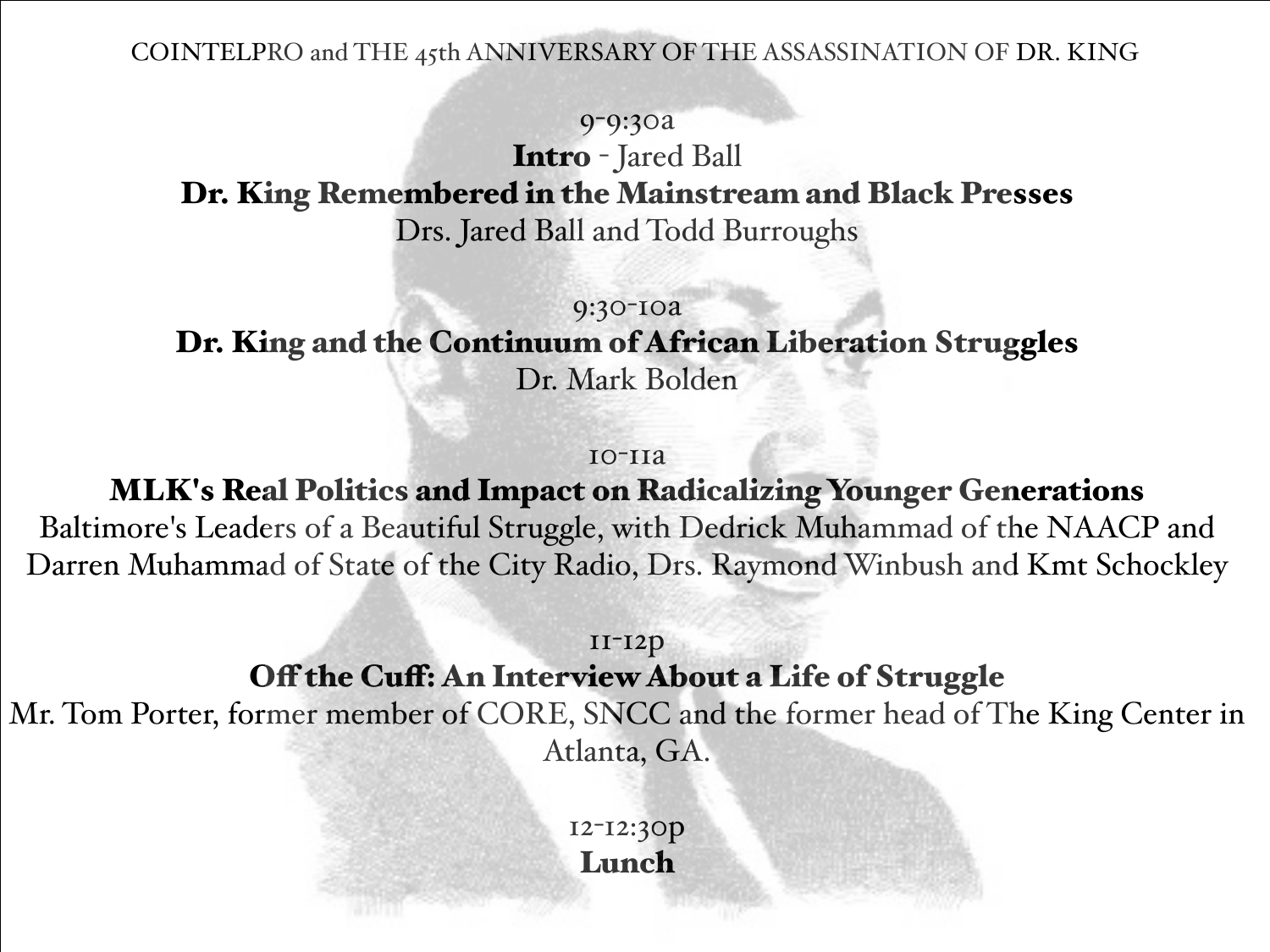COINTELPRO and THE 45th ANNIVERSARY OF THE ASSASSINATION OF DR. KING

9-9:30a

**Intro** - Jared Ball

**Dr. King Remembered in the Mainstream and Black Presses**

Drs. Jared Ball and Todd Burroughs

9:30-10a

**Dr. King and the Continuum of African Liberation Struggles**

Dr. Mark Bolden

10-11a

**MLK's Real Politics and Impact on Radicalizing Younger Generations**

Baltimore's Leaders of a Beautiful Struggle, with Dedrick Muhammad of the NAACP and Darren Muhammad of State of the City Radio, Drs. Raymond Winbush and Kmt Schockley

11-12p

**Off the Cuff: An Interview About a Life of Struggle**

Mr. Tom Porter, former member of CORE, SNCC and the former head of The King Center in Atlanta, GA.

12-12:30p

**Lunch**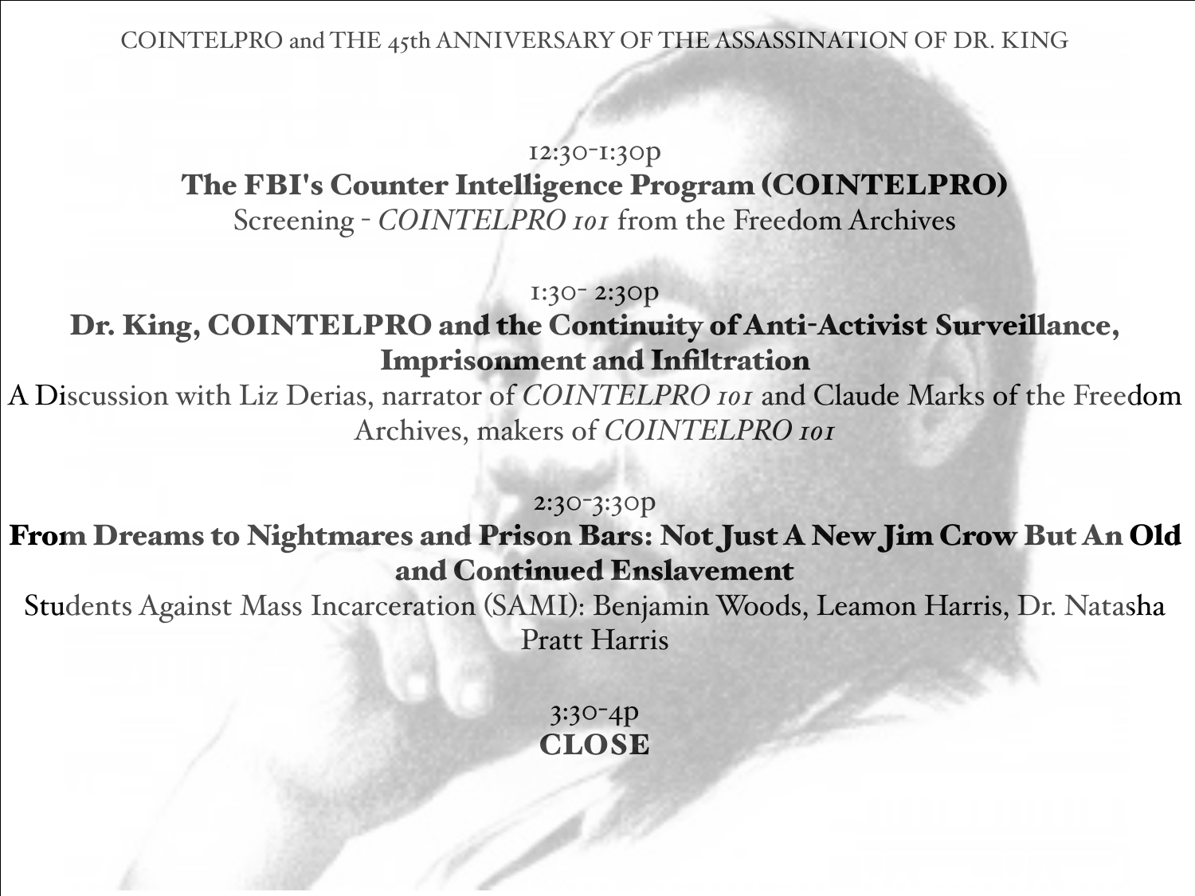COINTELPRO and THE 45th ANNIVERSARY OF THE ASSASSINATION OF DR. KING

12:30-1:30p

**The FBI's Counter Intelligence Program (COINTELPRO)**

Screening - *COINTELPRO 101* from the Freedom Archives

1:30- 2:30p

**Dr. King, COINTELPRO and the Continuity of Anti-Activist Surveillance, Imprisonment and Infiltration**

A Discussion with Liz Derias, narrator of *COINTELPRO 101* and Claude Marks of the Freedom Archives, makers of *COINTELPRO 101*

2:30-3:30p

**From Dreams to Nightmares and Prison Bars: Not Just A New Jim Crow But An Old and Continued Enslavement**

Students Against Mass Incarceration (SAMI): Benjamin Woods, Leamon Harris, Dr. Natasha Pratt Harris

3:30-4p

**CLOSE**